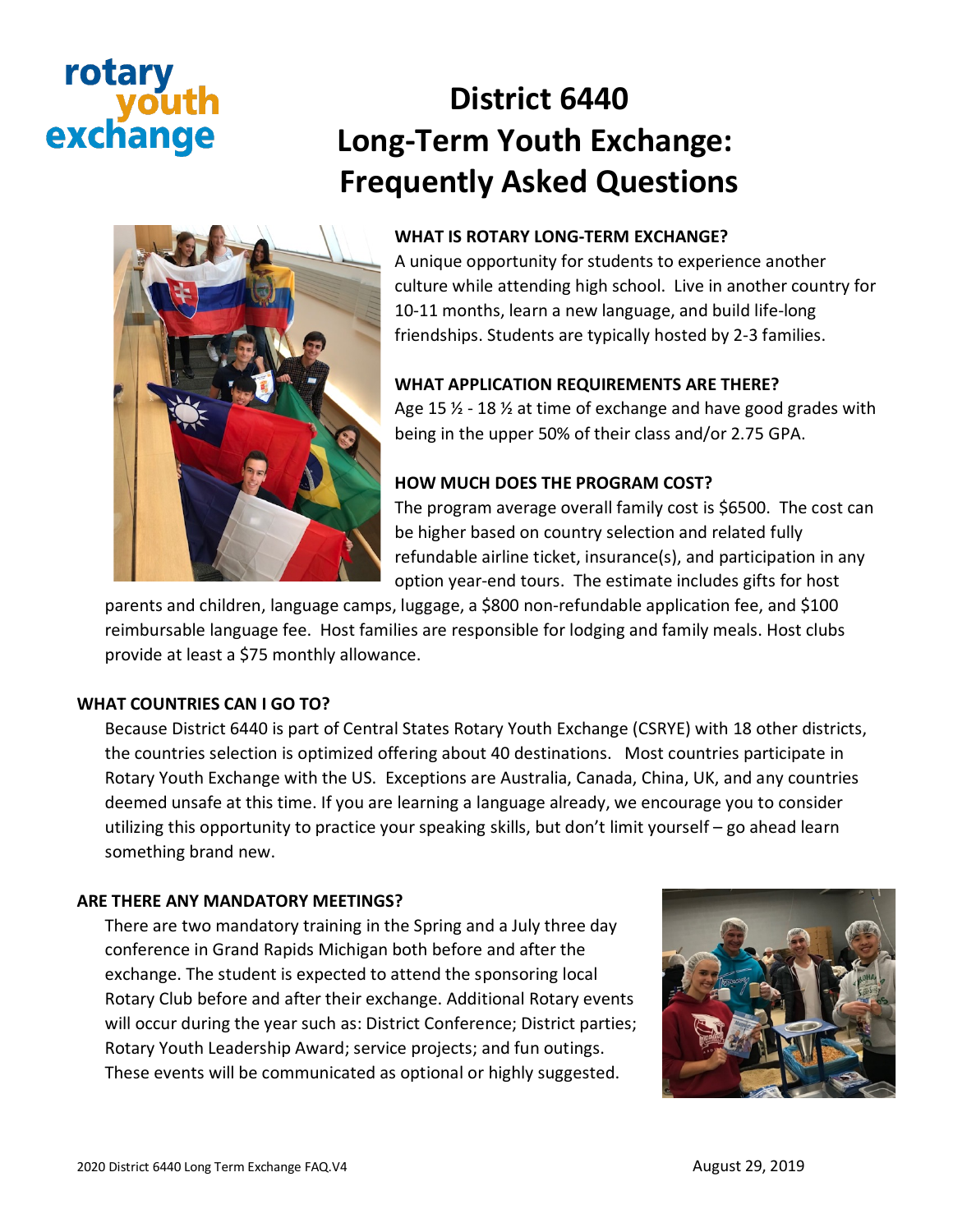rotary youth exchange

# District 6440 Long-Term Youth Exchange: Frequently Asked Questions

**WHAT IS ROTARY LONG-TERM EXCHANGE?**

A unique opportunity for students to experience another culture while attending high school. Live in another country for 10-11 months, learn a new language, and build life-long friendships. Students are typically hosted by 2-3 families.

**WHAT APPLICATION REQUIREMENTS ARE THERE?**

Age 15 ½ - 18 ½ at time of exchange and have good grades with being in the upper 50% of their class and/or 2.75 GPA.

**HOW MUCH DOES THE PROGRAM COST?**

The program average overall family cost is $6500. The cost can be higher based on country selection and related fully refundable airline ticket, insurance(s), and participation in any option year-end tours. The estimate includes gifts for host parents and children, language camps, luggage, a $800 non-refundable application fee, and $100 reimbursable language fee. Host families are responsible for lodging and family meals. Host clubs provide at least a $75 monthly allowance.

**WHAT COUNTRIES CAN I GO TO?**

Because District 6440 is part of Central States Rotary Youth Exchange (CSRYE) with 18 other districts, the countries selection is optimized offering about 40 destinations. Most countries participate in Rotary Youth Exchange with the US. Exceptions are Australia, Canada, China, UK, and any countries deemed unsafe at this time. If you are learning a language already, we encourage you to consider utilizing this opportunity to practice your speaking skills, but don't limit yourself – go ahead learn something brand new.

**ARE THERE ANY MANDATORY MEETINGS?**

There are two mandatory training in the Spring and a July three day conference in Grand Rapids Michigan both before and after the exchange. The student is expected to attend the sponsoring local Rotary Club before and after their exchange. Additional Rotary events will occur during the year such as: District Conference; District parties; Rotary Youth Leadership Award; service projects; and fun outings. These events will be communicated as optional or highly suggested.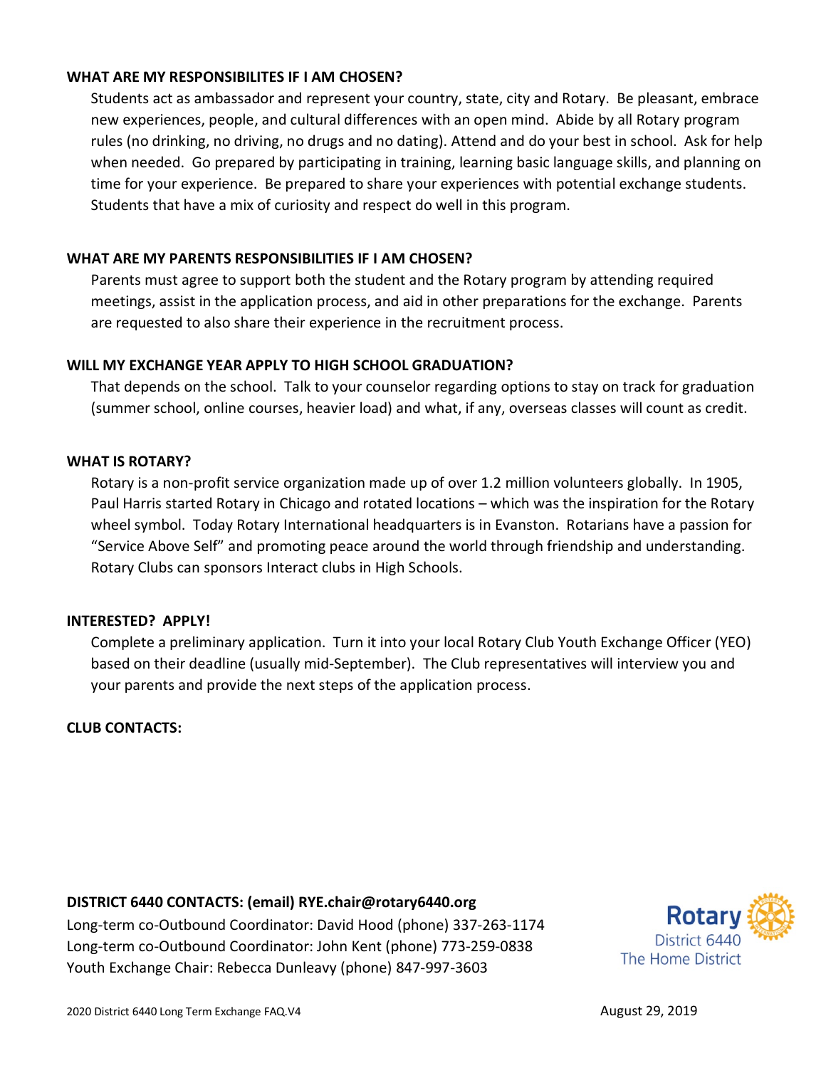**WHAT ARE MY RESPONSIBILITES IF I AM CHOSEN?**

Students act as ambassador and represent your country, state, city and Rotary. Be pleasant, embrace new experiences, people, and cultural differences with an open mind. Abide by all Rotary program rules (no drinking, no driving, no drugs and no dating). Attend and do your best in school. Ask for help when needed. Go prepared by participating in training, learning basic language skills, and planning on time for your experience. Be prepared to share your experiences with potential exchange students. Students that have a mix of curiosity and respect do well in this program.

**WHAT ARE MY PARENTS RESPONSIBILITIES IF I AM CHOSEN?**

Parents must agree to support both the student and the Rotary program by attending required meetings, assist in the application process, and aid in other preparations for the exchange. Parents are requested to also share their experience in the recruitment process.

**WILL MY EXCHANGE YEAR APPLY TO HIGH SCHOOL GRADUATION?**

That depends on the school. Talk to your counselor regarding options to stay on track for graduation (summer school, online courses, heavier load) and what, if any, overseas classes will count as credit.

**WHAT IS ROTARY?**

Rotary is a non-profit service organization made up of over 1.2 million volunteers globally. In 1905, Paul Harris started Rotary in Chicago and rotated locations – which was the inspiration for the Rotary wheel symbol. Today Rotary International headquarters is in Evanston. Rotarians have a passion for "Service Above Self" and promoting peace around the world through friendship and understanding. Rotary Clubs can sponsors Interact clubs in High Schools.

**INTERESTED? APPLY!**

Complete a preliminary application. Turn it into your local Rotary Club Youth Exchange Officer (YEO) based on their deadline (usually mid-September). The Club representatives will interview you and your parents and provide the next steps of the application process.

**CLUB CONTACTS:**

**DISTRICT 6440 CONTACTS: (email) RYE.chair@rotary6440.org**

Long-term co-Outbound Coordinator: David Hood (phone) 337-263-1174
Long-term co-Outbound Coordinator: John Kent (phone) 773-259-0838
Youth Exchange Chair: Rebecca Dunleavy (phone) 847-997-3603

Rotary District 6440 The Home District

2020 District 6440 Long Term Exchange FAQ.V4 August 29, 2019